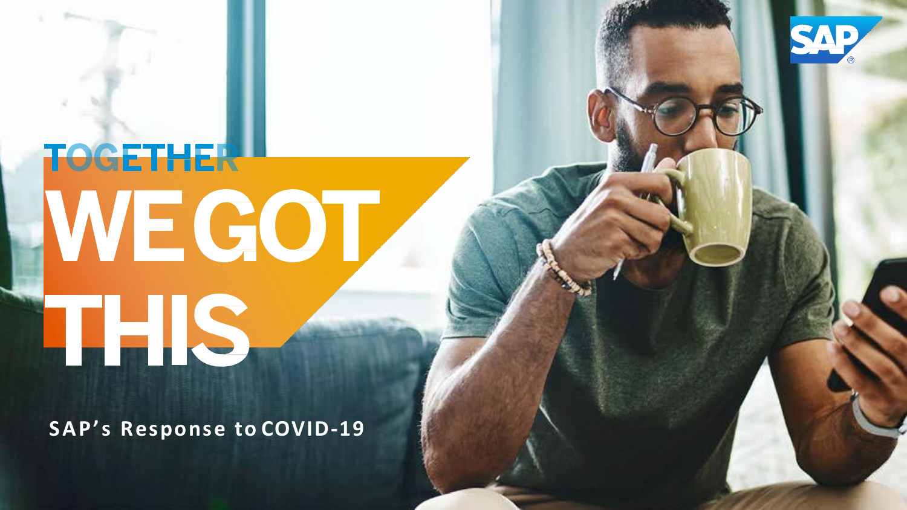# TOGETHER WE GOT THIS

**SAP's Response to COVID-19**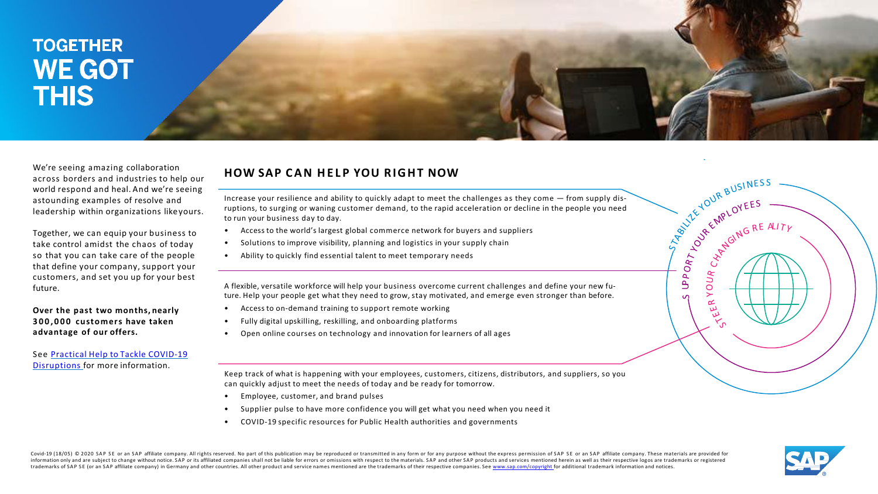# TOGETHER WE GOT THIS

We're seeing amazing collaboration across borders and industries to help our world respond and heal. And we're seeing astounding examples of resolve and leadership within organizations like yours.

Together, we can equip your business to take control amidst the chaos of today so that you can take care of the people that define your company, support your customers, and set you up for your best future.

**Over the past two months, nearly 300,000 customers have taken advantage of our offers.**

See [Practical Help to Tackle COVID-19 Disruptions](Practical Help to Tackle COVID-19 Disruptions) for more information.

## HOW SAP CAN HELP YOU RIGHT NOW

### STABILIZE YOUR BUSINESS

Increase your resilience and ability to quickly adapt to meet the challenges as they come — from supply disruptions, to surging or waning customer demand, to the rapid acceleration or decline in the people you need to run your business day to day.

- Access to the world's largest global commerce network for buyers and suppliers
- Solutions to improve visibility, planning and logistics in your supply chain
- Ability to quickly find essential talent to meet temporary needs

### SUPPORT YOUR EMPLOYEES

A flexible, versatile workforce will help your business overcome current challenges and define your new future. Help your people get what they need to grow, stay motivated, and emerge even stronger than before.

- Access to on-demand training to support remote working
- Fully digital upskilling, reskilling, and onboarding platforms
- Open online courses on technology and innovation for learners of all ages

### STEER YOUR CHANGING REALITY

Keep track of what is happening with your employees, customers, citizens, distributors, and suppliers, so you can quickly adjust to meet the needs of today and be ready for tomorrow.

- Employee, customer, and brand pulses
- Supplier pulse to have more confidence you will get what you need when you need it
- COVID-19 specific resources for Public Health authorities and governments

Covid-19 (18/05) © 2020 SAP SE or an SAP affiliate company. All rights reserved. No part of this publication may be reproduced or transmitted in any form or for any purpose without the express permission of SAP SE or an SAP affiliate company. These materials are provided for information only and are subject to change without notice. SAP or its affiliated companies shall not be liable for errors or omissions with respect to the materials. SAP and other SAP products and services mentioned herein as well as their respective logos are trademarks or registered trademarks of SAP SE (or an SAP affiliate company) in Germany and other countries. All other product and service names mentioned are the trademarks of their respective companies. See www.sap.com/copyright for additional trademark information and notices.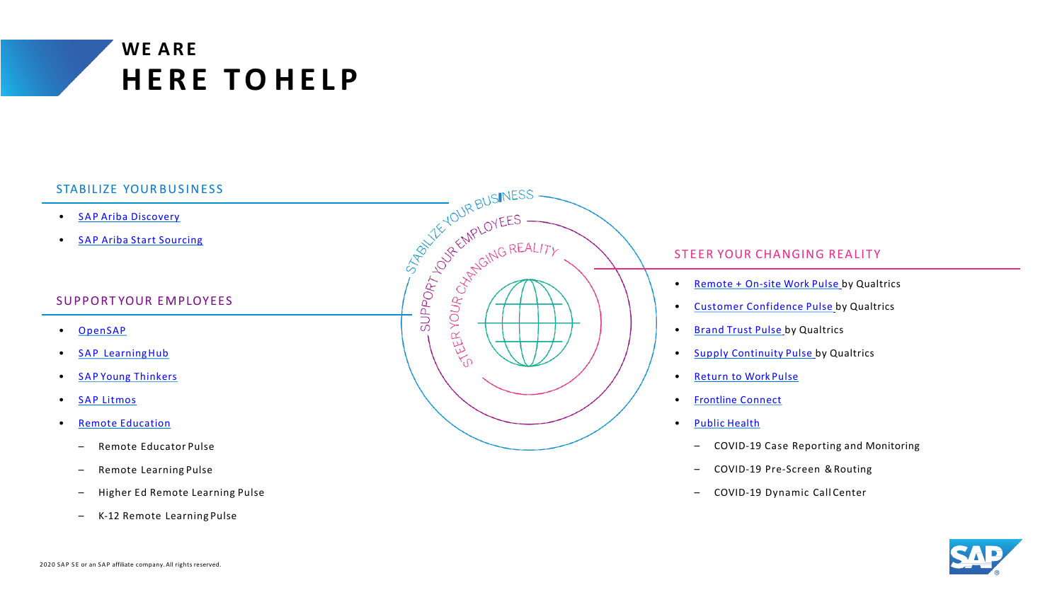# WE ARE HERE TO HELP

## STABILIZE YOUR BUSINESS

- SAP Ariba Discovery
- SAP Ariba Start Sourcing

## SUPPORT YOUR EMPLOYEES

- OpenSAP
- SAP LearningHub
- SAP Young Thinkers
- SAP Litmos
- Remote Education
  - Remote Educator Pulse
  - Remote Learning Pulse
  - Higher Ed Remote Learning Pulse
  - K-12 Remote Learning Pulse

## STEER YOUR CHANGING REALITY

- Remote + On-site Work Pulse by Qualtrics
- Customer Confidence Pulse by Qualtrics
- Brand Trust Pulse by Qualtrics
- Supply Continuity Pulse by Qualtrics
- Return to Work Pulse
- Frontline Connect
- Public Health
  - COVID-19 Case Reporting and Monitoring
  - COVID-19 Pre-Screen & Routing
  - COVID-19 Dynamic Call Center

2020 SAP SE or an SAP affiliate company. All rights reserved.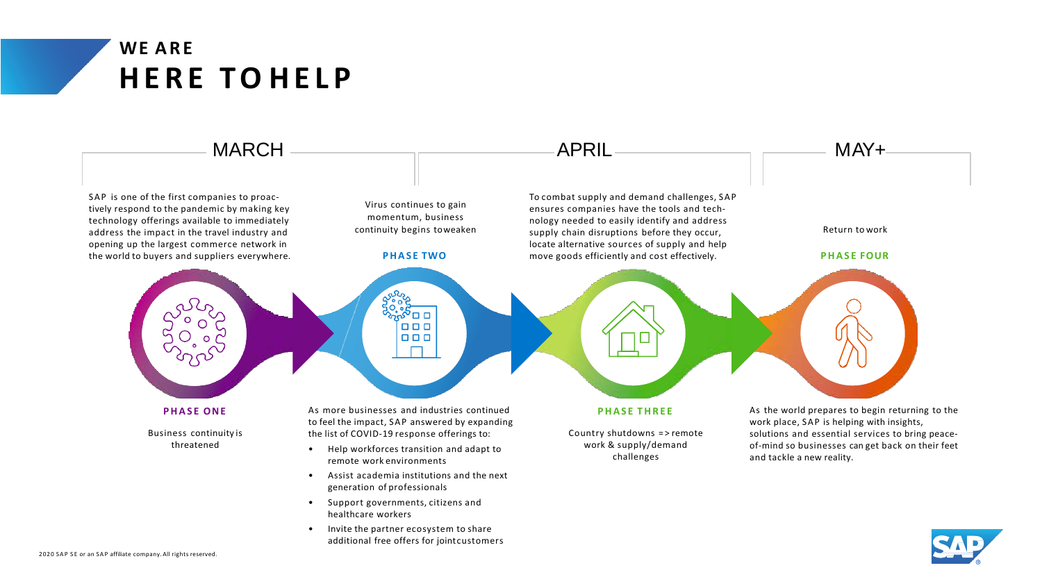# WE ARE
# HERE TO HELP

## MARCH

SAP is one of the first companies to proactively respond to the pandemic by making key technology offerings available to immediately address the impact in the travel industry and opening up the largest commerce network in the world to buyers and suppliers everywhere.

### PHASE ONE

Business continuity is threatened

Virus continues to gain momentum, business continuity begins to weaken

### PHASE TWO

As more businesses and industries continued to feel the impact, SAP answered by expanding the list of COVID-19 response offerings to:

- Help workforces transition and adapt to remote work environments
- Assist academia institutions and the next generation of professionals
- Support governments, citizens and healthcare workers
- Invite the partner ecosystem to share additional free offers for joint customers

## APRIL

To combat supply and demand challenges, SAP ensures companies have the tools and technology needed to easily identify and address supply chain disruptions before they occur, locate alternative sources of supply and help move goods efficiently and cost effectively.

### PHASE THREE

Country shutdowns => remote work & supply/demand challenges

## MAY+

Return to work

### PHASE FOUR

As the world prepares to begin returning to the work place, SAP is helping with insights, solutions and essential services to bring peace-of-mind so businesses can get back on their feet and tackle a new reality.

2020 SAP SE or an SAP affiliate company. All rights reserved.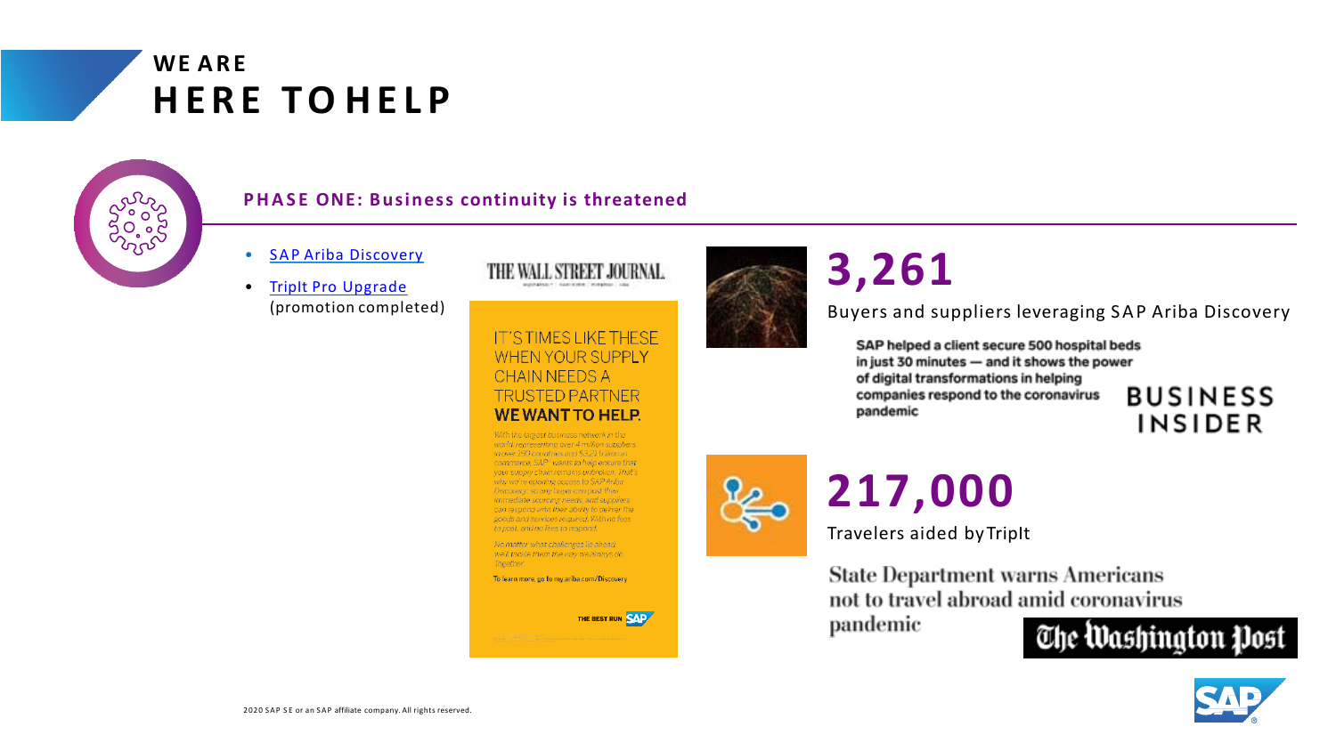# WE ARE
# HERE TO HELP

## PHASE ONE: Business continuity is threatened

- SAP Ariba Discovery
- TripIt Pro Upgrade (promotion completed)

THE WALL STREET JOURNAL.

IT'S TIMES LIKE THESE WHEN YOUR SUPPLY CHAIN NEEDS A TRUSTED PARTNER
**WE WANT TO HELP.**

*With the largest business network in the world, representing over 4 million suppliers in over 190 countries and $3.2 trillion in commerce, SAP wants to help ensure that your supply chain remains unbroken. That's why we're opening access to SAP Ariba Discovery, so any buyer can post their immediate sourcing needs, and suppliers can respond with their ability to deliver the goods and services required. With no fees to post, and no fees to respond.*

*No matter what challenges lie ahead, we'll tackle them the way we always do. Together.*

To learn more, go to my.ariba.com/Discovery

THE BEST RUN SAP

**3,261**

Buyers and suppliers leveraging SAP Ariba Discovery

SAP helped a client secure 500 hospital beds in just 30 minutes — and it shows the power of digital transformations in helping companies respond to the coronavirus pandemic

BUSINESS INSIDER

**217,000**

Travelers aided by TripIt

State Department warns Americans not to travel abroad amid coronavirus pandemic

The Washington Post

2020 SAP SE or an SAP affiliate company. All rights reserved.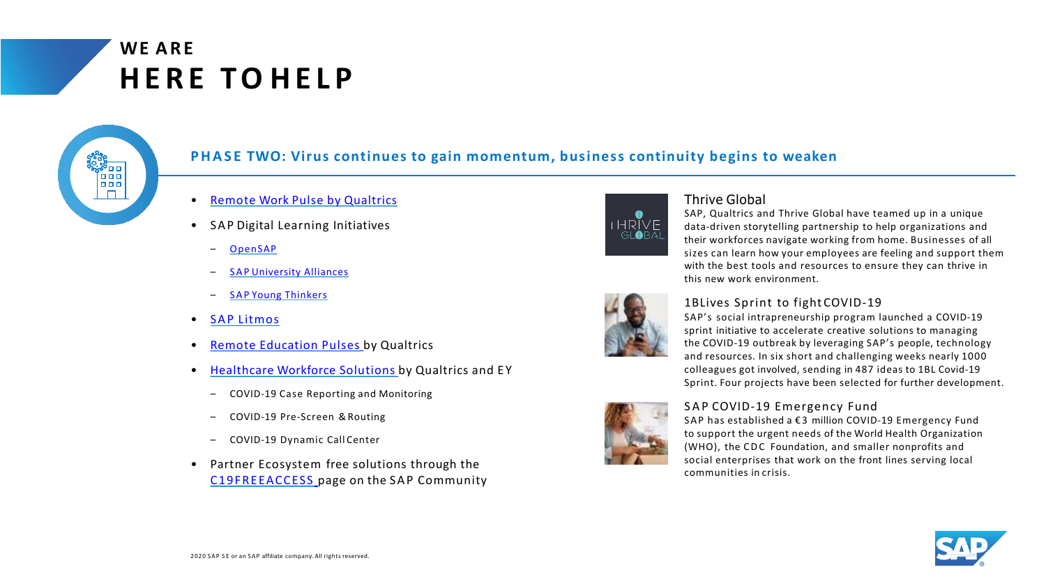# WE ARE
# HERE TO HELP

## PHASE TWO: Virus continues to gain momentum, business continuity begins to weaken

- Remote Work Pulse by Qualtrics
- SAP Digital Learning Initiatives
  - OpenSAP
  - SAP University Alliances
  - SAP Young Thinkers
- SAP Litmos
- Remote Education Pulses by Qualtrics
- Healthcare Workforce Solutions by Qualtrics and EY
  - COVID-19 Case Reporting and Monitoring
  - COVID-19 Pre-Screen & Routing
  - COVID-19 Dynamic Call Center
- Partner Ecosystem free solutions through the C19FREEACCESS page on the SAP Community

### Thrive Global

SAP, Qualtrics and Thrive Global have teamed up in a unique data-driven storytelling partnership to help organizations and their workforces navigate working from home. Businesses of all sizes can learn how your employees are feeling and support them with the best tools and resources to ensure they can thrive in this new work environment.

### 1BLives Sprint to fight COVID-19

SAP's social intrapreneurship program launched a COVID-19 sprint initiative to accelerate creative solutions to managing the COVID-19 outbreak by leveraging SAP's people, technology and resources. In six short and challenging weeks nearly 1000 colleagues got involved, sending in 487 ideas to 1BL Covid-19 Sprint. Four projects have been selected for further development.

### SAP COVID-19 Emergency Fund

SAP has established a €3 million COVID-19 Emergency Fund to support the urgent needs of the World Health Organization (WHO), the CDC Foundation, and smaller nonprofits and social enterprises that work on the front lines serving local communities in crisis.

2020 SAP SE or an SAP affiliate company. All rights reserved.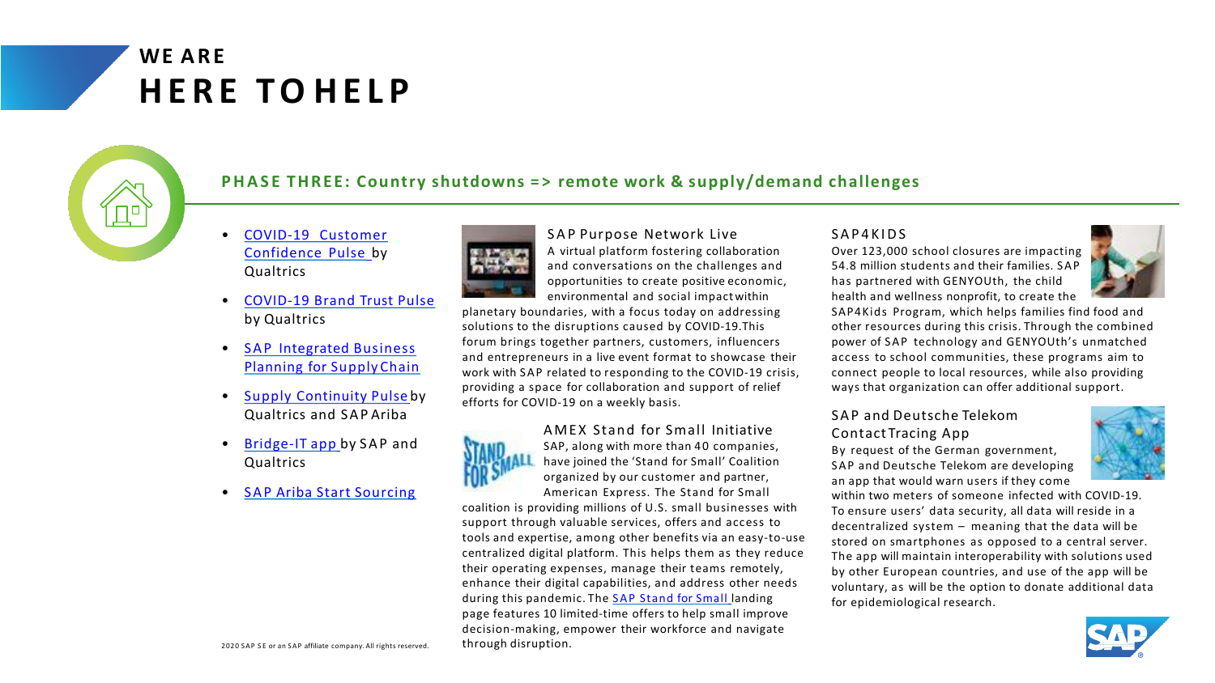# WE ARE
# HERE TO HELP

## PHASE THREE: Country shutdowns => remote work & supply/demand challenges

- COVID-19 Customer Confidence Pulse by Qualtrics
- COVID-19 Brand Trust Pulse by Qualtrics
- SAP Integrated Business Planning for Supply Chain
- Supply Continuity Pulse by Qualtrics and SAP Ariba
- Bridge-IT app by SAP and Qualtrics
- SAP Ariba Start Sourcing

### SAP Purpose Network Live

A virtual platform fostering collaboration and conversations on the challenges and opportunities to create positive economic, environmental and social impact within planetary boundaries, with a focus today on addressing solutions to the disruptions caused by COVID-19. This forum brings together partners, customers, influencers and entrepreneurs in a live event format to showcase their work with SAP related to responding to the COVID-19 crisis, providing a space for collaboration and support of relief efforts for COVID-19 on a weekly basis.

### AMEX Stand for Small Initiative

SAP, along with more than 40 companies, have joined the 'Stand for Small' Coalition organized by our customer and partner, American Express. The Stand for Small coalition is providing millions of U.S. small businesses with support through valuable services, offers and access to tools and expertise, among other benefits via an easy-to-use centralized digital platform. This helps them as they reduce their operating expenses, manage their teams remotely, enhance their digital capabilities, and address other needs during this pandemic. The SAP Stand for Small landing page features 10 limited-time offers to help small improve decision-making, empower their workforce and navigate through disruption.

### SAP4KIDS

Over 123,000 school closures are impacting 54.8 million students and their families. SAP has partnered with GENYOUth, the child health and wellness nonprofit, to create the SAP4Kids Program, which helps families find food and other resources during this crisis. Through the combined power of SAP technology and GENYOUth's unmatched access to school communities, these programs aim to connect people to local resources, while also providing ways that organization can offer additional support.

### SAP and Deutsche Telekom Contact Tracing App

By request of the German government, SAP and Deutsche Telekom are developing an app that would warn users if they come within two meters of someone infected with COVID-19. To ensure users' data security, all data will reside in a decentralized system – meaning that the data will be stored on smartphones as opposed to a central server. The app will maintain interoperability with solutions used by other European countries, and use of the app will be voluntary, as will be the option to donate additional data for epidemiological research.

2020 SAP SE or an SAP affiliate company. All rights reserved.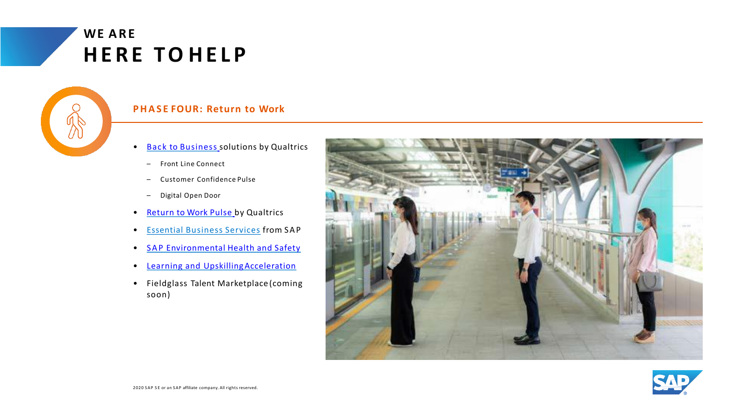# WE ARE HERE TO HELP

## PHASE FOUR: Return to Work

- Back to Business solutions by Qualtrics
  - Front Line Connect
  - Customer Confidence Pulse
  - Digital Open Door
- Return to Work Pulse by Qualtrics
- Essential Business Services from SAP
- SAP Environmental Health and Safety
- Learning and Upskilling Acceleration
- Fieldglass Talent Marketplace (coming soon)

2020 SAP SE or an SAP affiliate company. All rights reserved.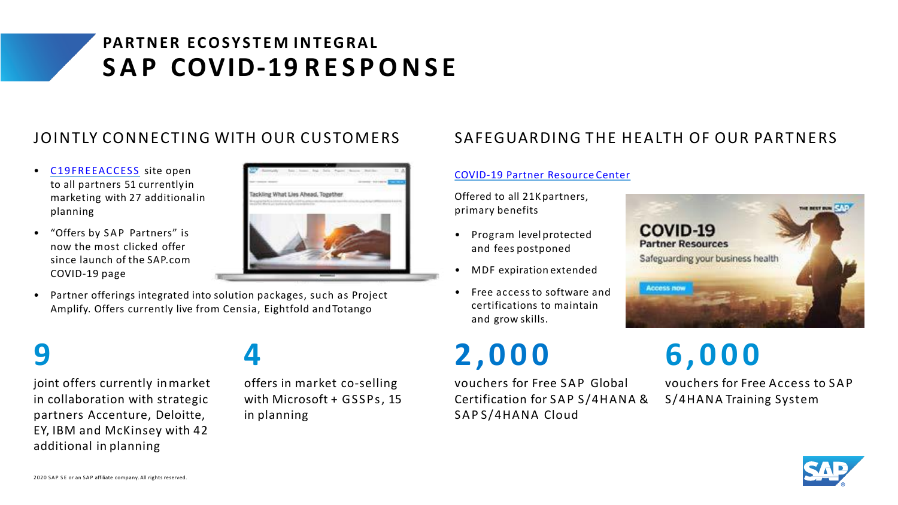PARTNER ECOSYSTEM INTEGRAL

# SAP COVID-19 RESPONSE

## JOINTLY CONNECTING WITH OUR CUSTOMERS

- C19FREEACCESS site open to all partners 51 currently in marketing with 27 additional in planning
- "Offers by SAP Partners" is now the most clicked offer since launch of the SAP.com COVID-19 page
- Partner offerings integrated into solution packages, such as Project Amplify. Offers currently live from Censia, Eightfold and Totango

**9**

joint offers currently in market in collaboration with strategic partners Accenture, Deloitte, EY, IBM and McKinsey with 42 additional in planning

**4**

offers in market co-selling with Microsoft + GSSPs, 15 in planning

## SAFEGUARDING THE HEALTH OF OUR PARTNERS

COVID-19 Partner Resource Center

Offered to all 21K partners, primary benefits

- Program level protected and fees postponed
- MDF expiration extended
- Free access to software and certifications to maintain and grow skills.

**2,000**

vouchers for Free SAP Global Certification for SAP S/4HANA & SAP S/4HANA Cloud

**6,000**

vouchers for Free Access to SAP S/4HANA Training System

2020 SAP SE or an SAP affiliate company. All rights reserved.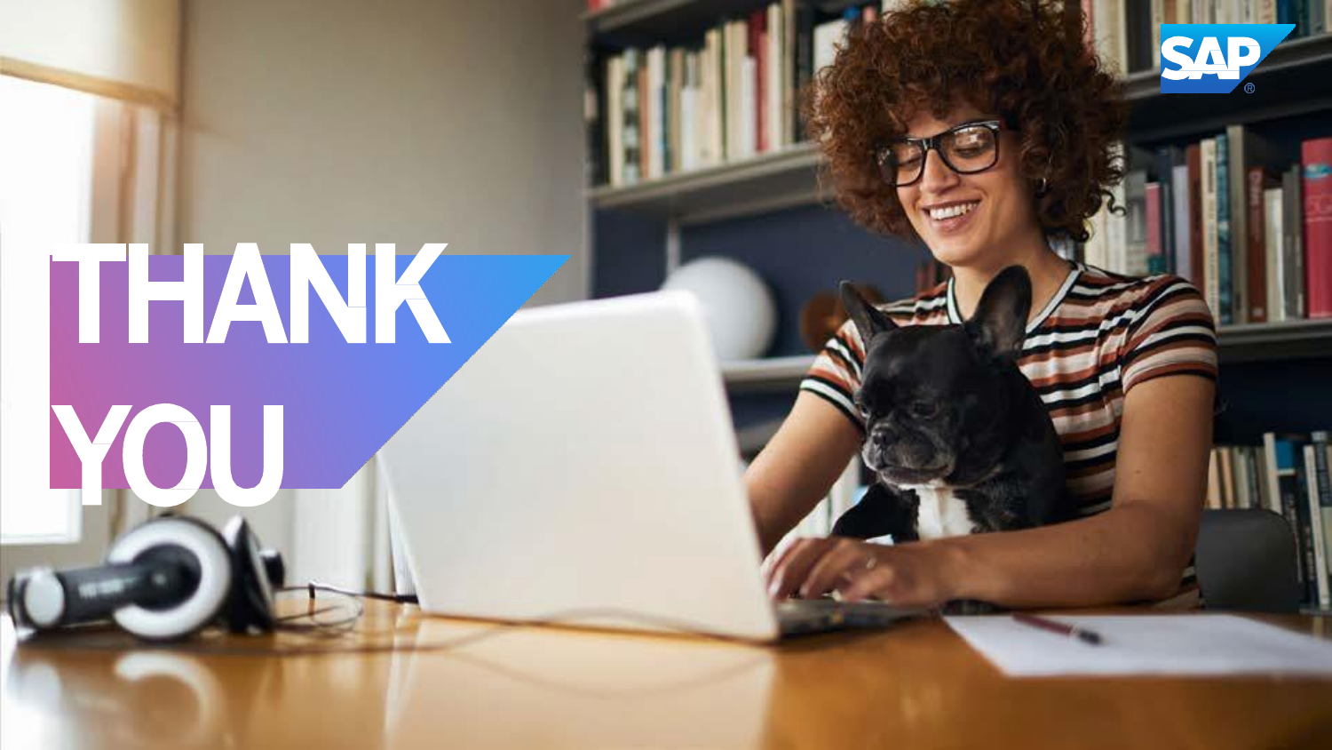# THANK YOU